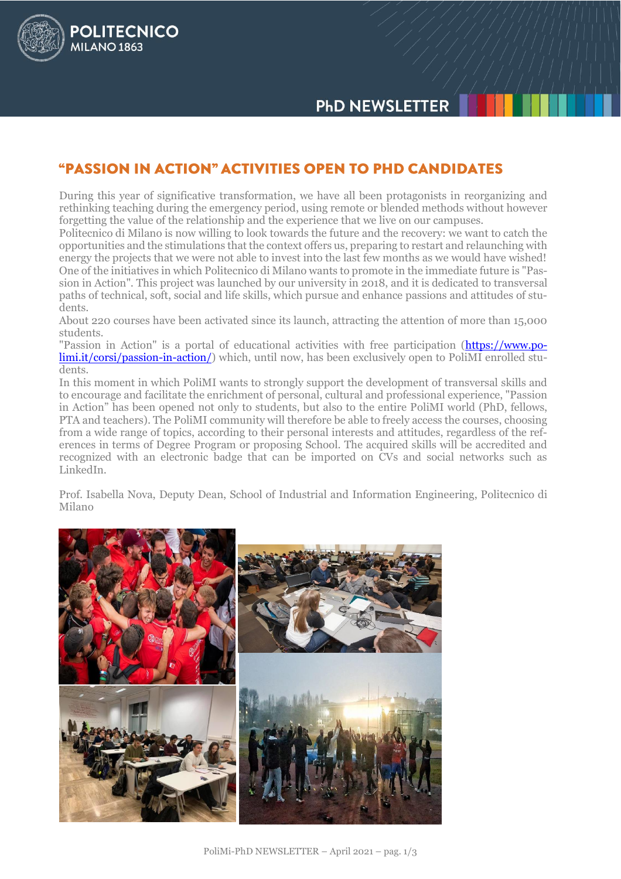## "PASSION IN ACTION" ACTIVITIES OPEN TO PHD CANDIDATES

During this year of significative transformation, we have all been protagonists in reorganizing and rethinking teaching during the emergency period, using remote or blended methods without however forgetting the value of the relationship and the experience that we live on our campuses.
Politecnico di Milano is now willing to look towards the future and the recovery: we want to catch the opportunities and the stimulations that the context offers us, preparing to restart and relaunching with energy the projects that we were not able to invest into the last few months as we would have wished!
One of the initiatives in which Politecnico di Milano wants to promote in the immediate future is "Passion in Action". This project was launched by our university in 2018, and it is dedicated to transversal paths of technical, soft, social and life skills, which pursue and enhance passions and attitudes of students.
About 220 courses have been activated since its launch, attracting the attention of more than 15,000 students.
"Passion in Action" is a portal of educational activities with free participation ([https://www.polimi.it/corsi/passion-in-action/](https://www.polimi.it/corsi/passion-in-action/)) which, until now, has been exclusively open to PoliMI enrolled students.
In this moment in which PoliMI wants to strongly support the development of transversal skills and to encourage and facilitate the enrichment of personal, cultural and professional experience, "Passion in Action" has been opened not only to students, but also to the entire PoliMI world (PhD, fellows, PTA and teachers). The PoliMI community will therefore be able to freely access the courses, choosing from a wide range of topics, according to their personal interests and attitudes, regardless of the references in terms of Degree Program or proposing School. The acquired skills will be accredited and recognized with an electronic badge that can be imported on CVs and social networks such as LinkedIn.

Prof. Isabella Nova, Deputy Dean, School of Industrial and Information Engineering, Politecnico di Milano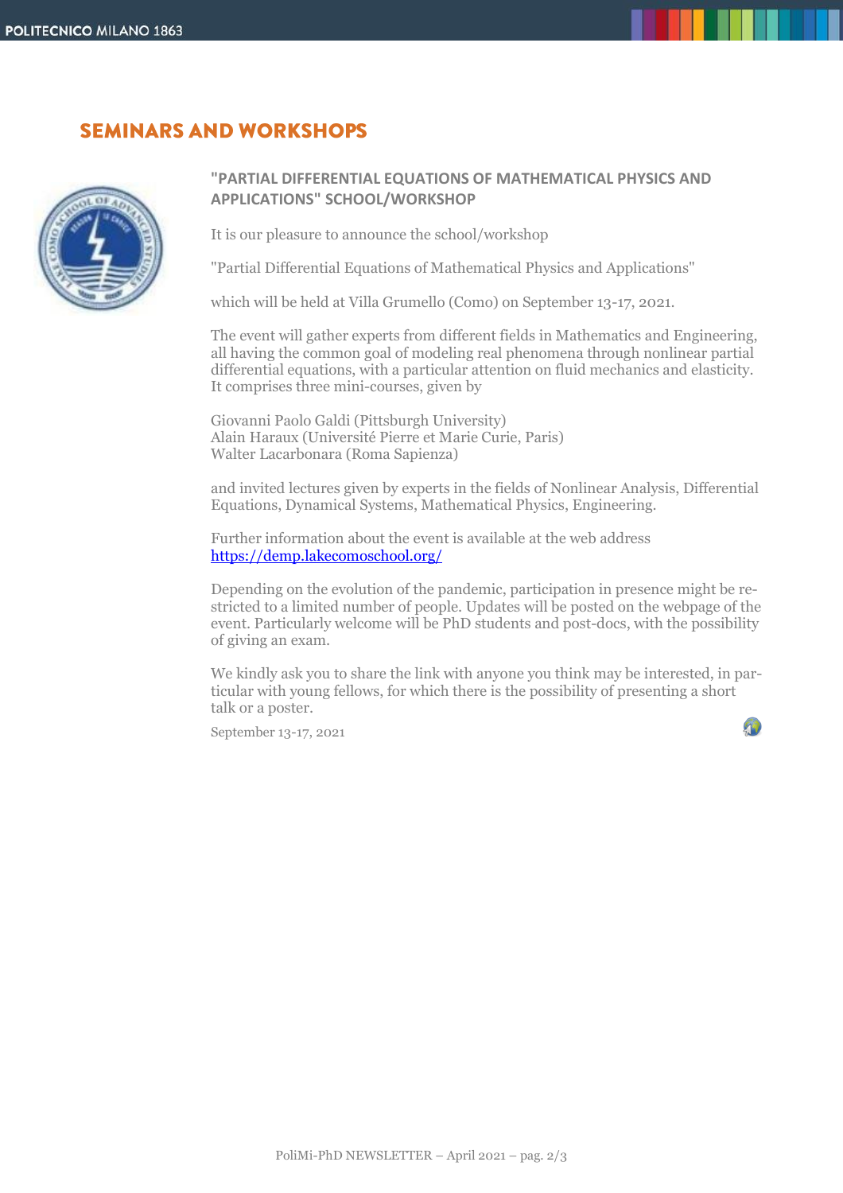# SEMINARS AND WORKSHOPS

## "PARTIAL DIFFERENTIAL EQUATIONS OF MATHEMATICAL PHYSICS AND APPLICATIONS" SCHOOL/WORKSHOP

It is our pleasure to announce the school/workshop

"Partial Differential Equations of Mathematical Physics and Applications"

which will be held at Villa Grumello (Como) on September 13-17, 2021.

The event will gather experts from different fields in Mathematics and Engineering, all having the common goal of modeling real phenomena through nonlinear partial differential equations, with a particular attention on fluid mechanics and elasticity. It comprises three mini-courses, given by

Giovanni Paolo Galdi (Pittsburgh University)
Alain Haraux (Université Pierre et Marie Curie, Paris)
Walter Lacarbonara (Roma Sapienza)

and invited lectures given by experts in the fields of Nonlinear Analysis, Differential Equations, Dynamical Systems, Mathematical Physics, Engineering.

Further information about the event is available at the web address
[https://demp.lakecomoschool.org/](https://demp.lakecomoschool.org/)

Depending on the evolution of the pandemic, participation in presence might be restricted to a limited number of people. Updates will be posted on the webpage of the event. Particularly welcome will be PhD students and post-docs, with the possibility of giving an exam.

We kindly ask you to share the link with anyone you think may be interested, in particular with young fellows, for which there is the possibility of presenting a short talk or a poster.

September 13-17, 2021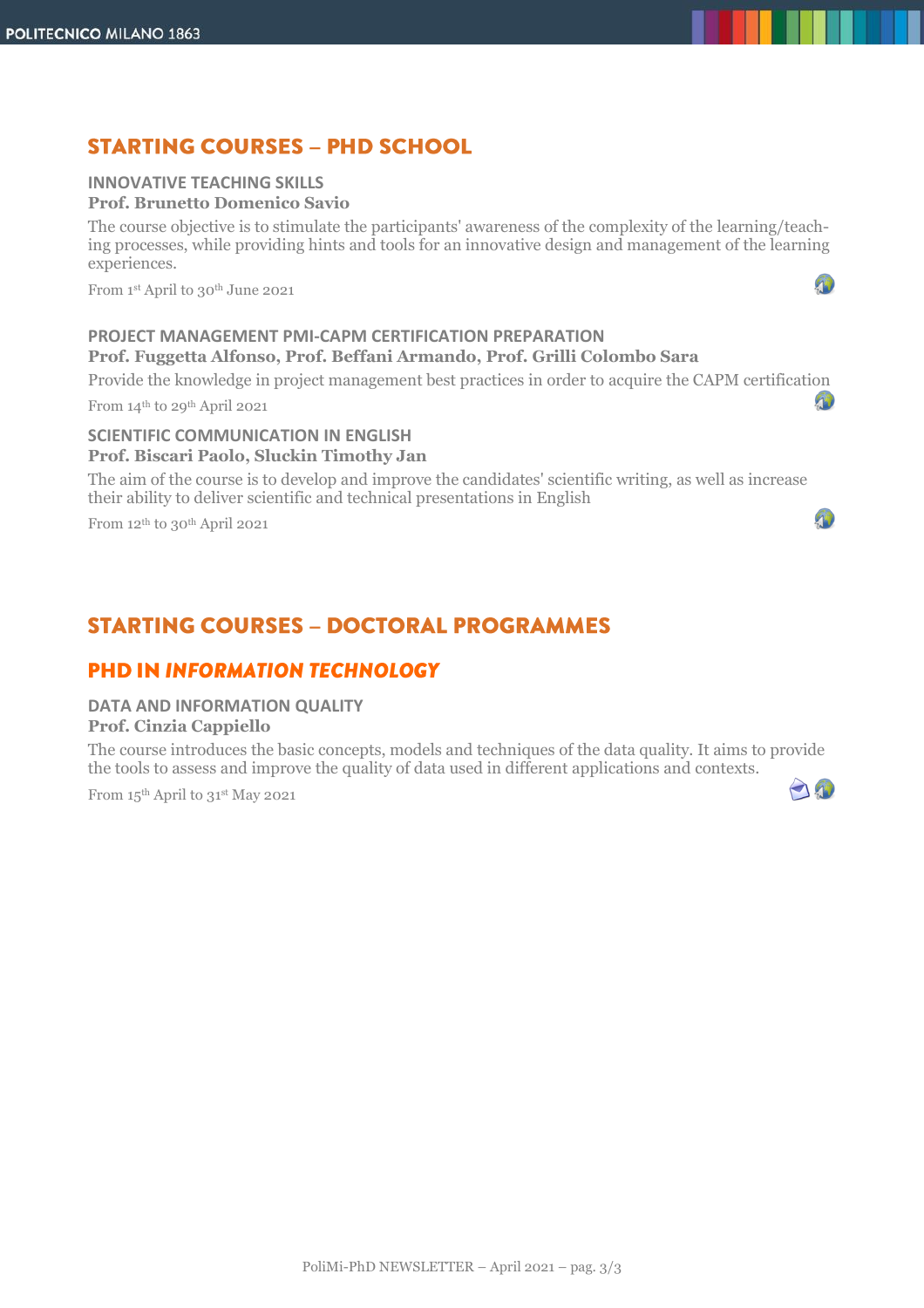## STARTING COURSES – PHD SCHOOL

### INNOVATIVE TEACHING SKILLS

**Prof. Brunetto Domenico Savio**

The course objective is to stimulate the participants' awareness of the complexity of the learning/teaching processes, while providing hints and tools for an innovative design and management of the learning experiences.

From 1st April to 30th June 2021

### PROJECT MANAGEMENT PMI-CAPM CERTIFICATION PREPARATION

**Prof. Fuggetta Alfonso, Prof. Beffani Armando, Prof. Grilli Colombo Sara**

Provide the knowledge in project management best practices in order to acquire the CAPM certification

From 14th to 29th April 2021

### SCIENTIFIC COMMUNICATION IN ENGLISH

**Prof. Biscari Paolo, Sluckin Timothy Jan**

The aim of the course is to develop and improve the candidates' scientific writing, as well as increase their ability to deliver scientific and technical presentations in English

From 12th to 30th April 2021

## STARTING COURSES – DOCTORAL PROGRAMMES

## PHD IN *INFORMATION TECHNOLOGY*

### DATA AND INFORMATION QUALITY

**Prof. Cinzia Cappiello**

The course introduces the basic concepts, models and techniques of the data quality. It aims to provide the tools to assess and improve the quality of data used in different applications and contexts.

From 15th April to 31st May 2021